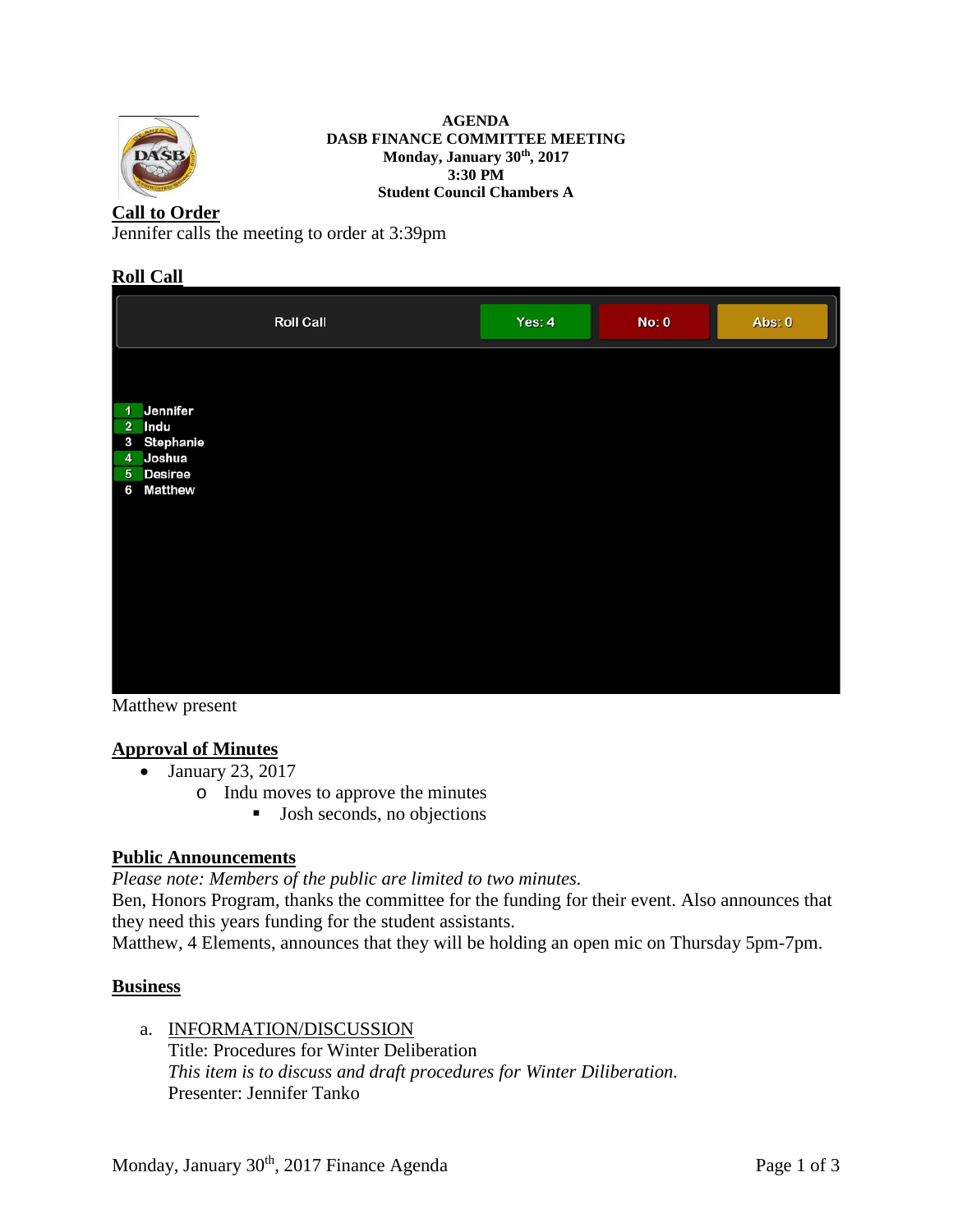**AGENDA**
**DASB FINANCE COMMITTEE MEETING**
**Monday, January 30th, 2017**
**3:30 PM**
**Student Council Chambers A**

## Call to Order

Jennifer calls the meeting to order at 3:39pm

## Roll Call

| Roll Call | Yes: 4 | No: 0 | Abs: 0 |
|---|---|---|---|

1. Jennifer
2. Indu
3. Stephanie
4. Joshua
5. Desiree
6. Matthew

Matthew present

## Approval of Minutes

- January 23, 2017
  - Indu moves to approve the minutes
    - Josh seconds, no objections

## Public Announcements

*Please note: Members of the public are limited to two minutes.*

Ben, Honors Program, thanks the committee for the funding for their event. Also announces that they need this years funding for the student assistants.

Matthew, 4 Elements, announces that they will be holding an open mic on Thursday 5pm-7pm.

## Business

a. INFORMATION/DISCUSSION
   Title: Procedures for Winter Deliberation
   *This item is to discuss and draft procedures for Winter Diliberation.*
   Presenter: Jennifer Tanko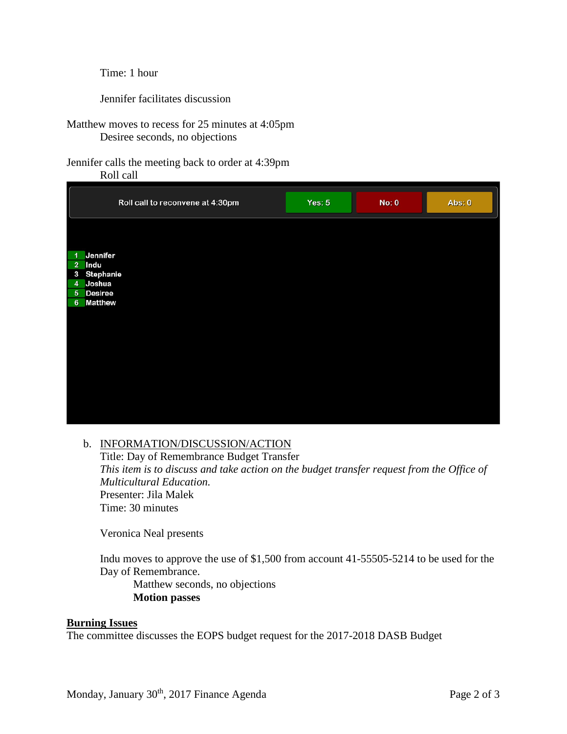Time: 1 hour

Jennifer facilitates discussion

Matthew moves to recess for 25 minutes at 4:05pm
Desiree seconds, no objections

Jennifer calls the meeting back to order at 4:39pm
Roll call

| Roll call to reconvene at 4:30pm | Yes: 5 | No: 0 | Abs: 0 |
| --- | --- | --- | --- |

1. Jennifer
2. Indu
3. Stephanie
4. Joshua
5. Desiree
6. Matthew

b. INFORMATION/DISCUSSION/ACTION
Title: Day of Remembrance Budget Transfer
*This item is to discuss and take action on the budget transfer request from the Office of Multicultural Education.*
Presenter: Jila Malek
Time: 30 minutes

Veronica Neal presents

Indu moves to approve the use of $1,500 from account 41-55505-5214 to be used for the Day of Remembrance.
Matthew seconds, no objections
**Motion passes**

**Burning Issues**
The committee discusses the EOPS budget request for the 2017-2018 DASB Budget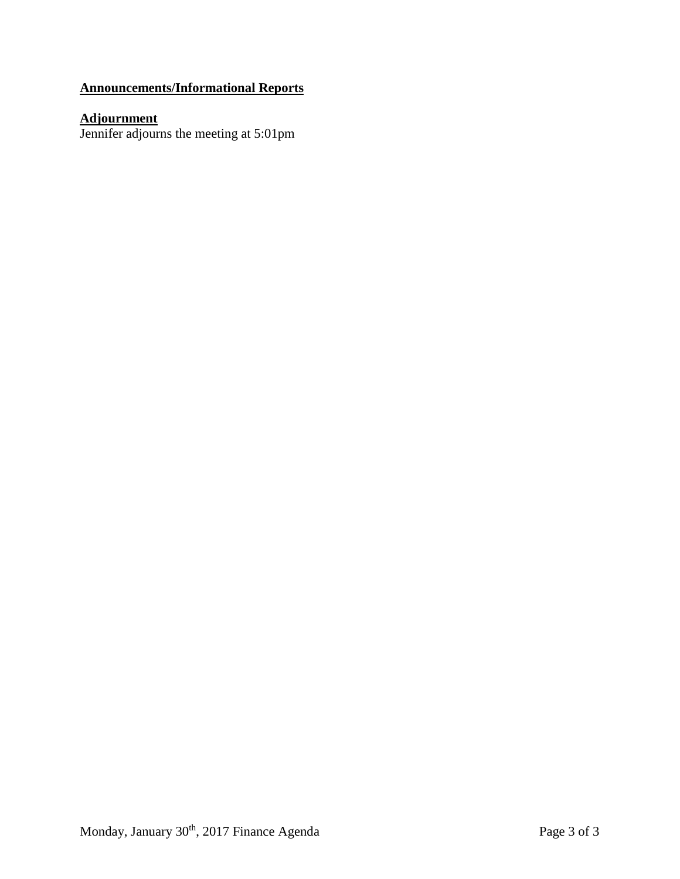**Announcements/Informational Reports**

**Adjournment**

Jennifer adjourns the meeting at 5:01pm